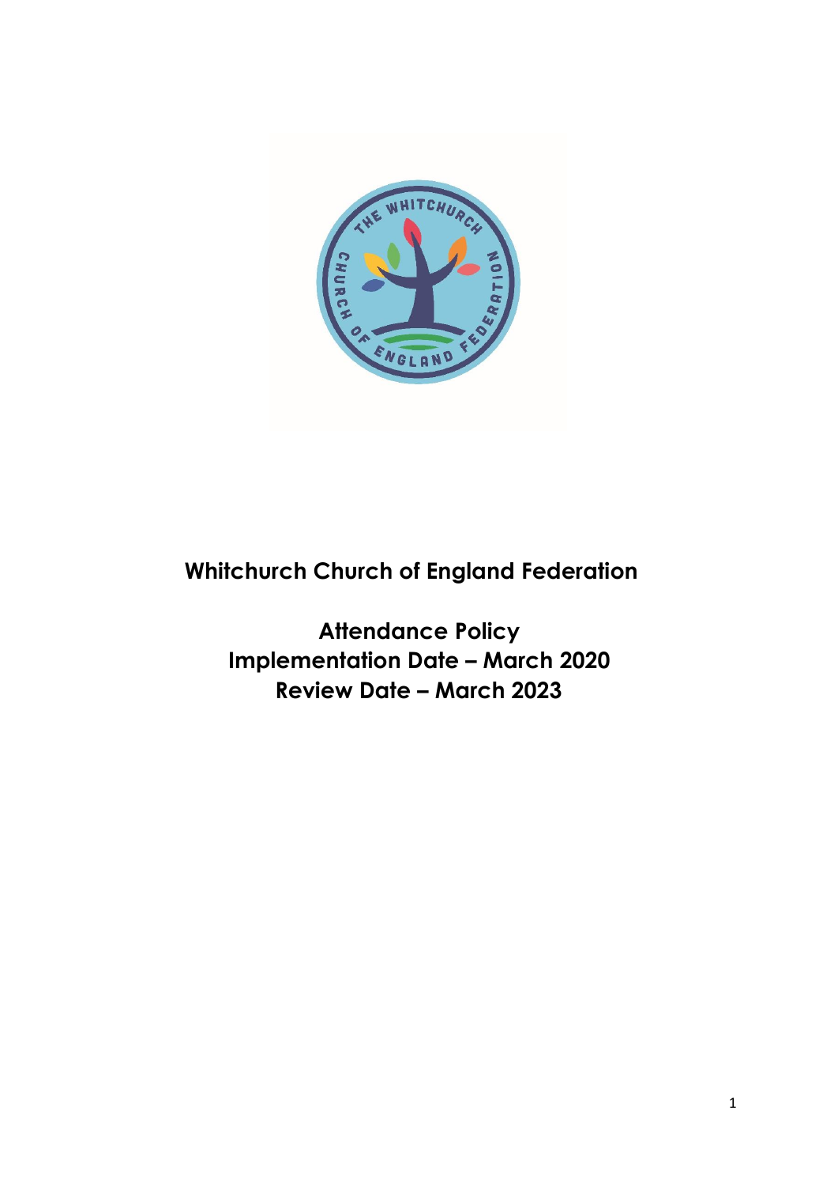# Whitchurch Church of England Federation

## Attendance Policy
## Implementation Date – March 2020
## Review Date – March 2023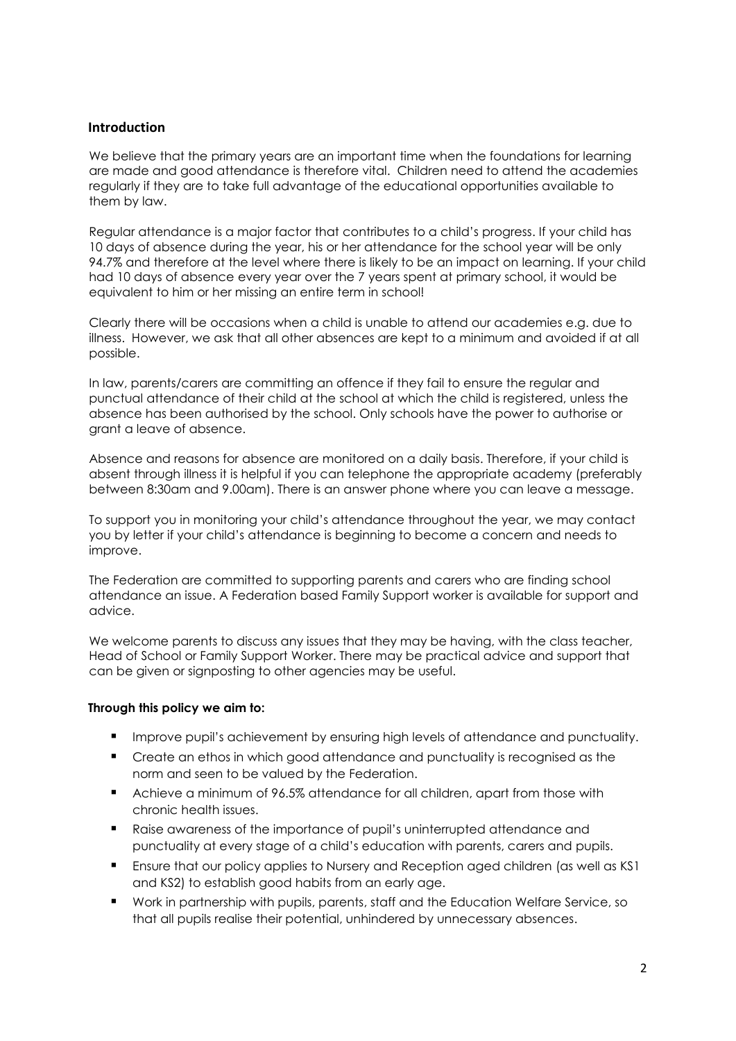## Introduction

We believe that the primary years are an important time when the foundations for learning are made and good attendance is therefore vital. Children need to attend the academies regularly if they are to take full advantage of the educational opportunities available to them by law.

Regular attendance is a major factor that contributes to a child's progress. If your child has 10 days of absence during the year, his or her attendance for the school year will be only 94.7% and therefore at the level where there is likely to be an impact on learning. If your child had 10 days of absence every year over the 7 years spent at primary school, it would be equivalent to him or her missing an entire term in school!

Clearly there will be occasions when a child is unable to attend our academies e.g. due to illness. However, we ask that all other absences are kept to a minimum and avoided if at all possible.

In law, parents/carers are committing an offence if they fail to ensure the regular and punctual attendance of their child at the school at which the child is registered, unless the absence has been authorised by the school. Only schools have the power to authorise or grant a leave of absence.

Absence and reasons for absence are monitored on a daily basis. Therefore, if your child is absent through illness it is helpful if you can telephone the appropriate academy (preferably between 8:30am and 9.00am). There is an answer phone where you can leave a message.

To support you in monitoring your child's attendance throughout the year, we may contact you by letter if your child's attendance is beginning to become a concern and needs to improve.

The Federation are committed to supporting parents and carers who are finding school attendance an issue. A Federation based Family Support worker is available for support and advice.

We welcome parents to discuss any issues that they may be having, with the class teacher, Head of School or Family Support Worker. There may be practical advice and support that can be given or signposting to other agencies may be useful.

**Through this policy we aim to:**

- Improve pupil's achievement by ensuring high levels of attendance and punctuality.
- Create an ethos in which good attendance and punctuality is recognised as the norm and seen to be valued by the Federation.
- Achieve a minimum of 96.5% attendance for all children, apart from those with chronic health issues.
- Raise awareness of the importance of pupil's uninterrupted attendance and punctuality at every stage of a child's education with parents, carers and pupils.
- Ensure that our policy applies to Nursery and Reception aged children (as well as KS1 and KS2) to establish good habits from an early age.
- Work in partnership with pupils, parents, staff and the Education Welfare Service, so that all pupils realise their potential, unhindered by unnecessary absences.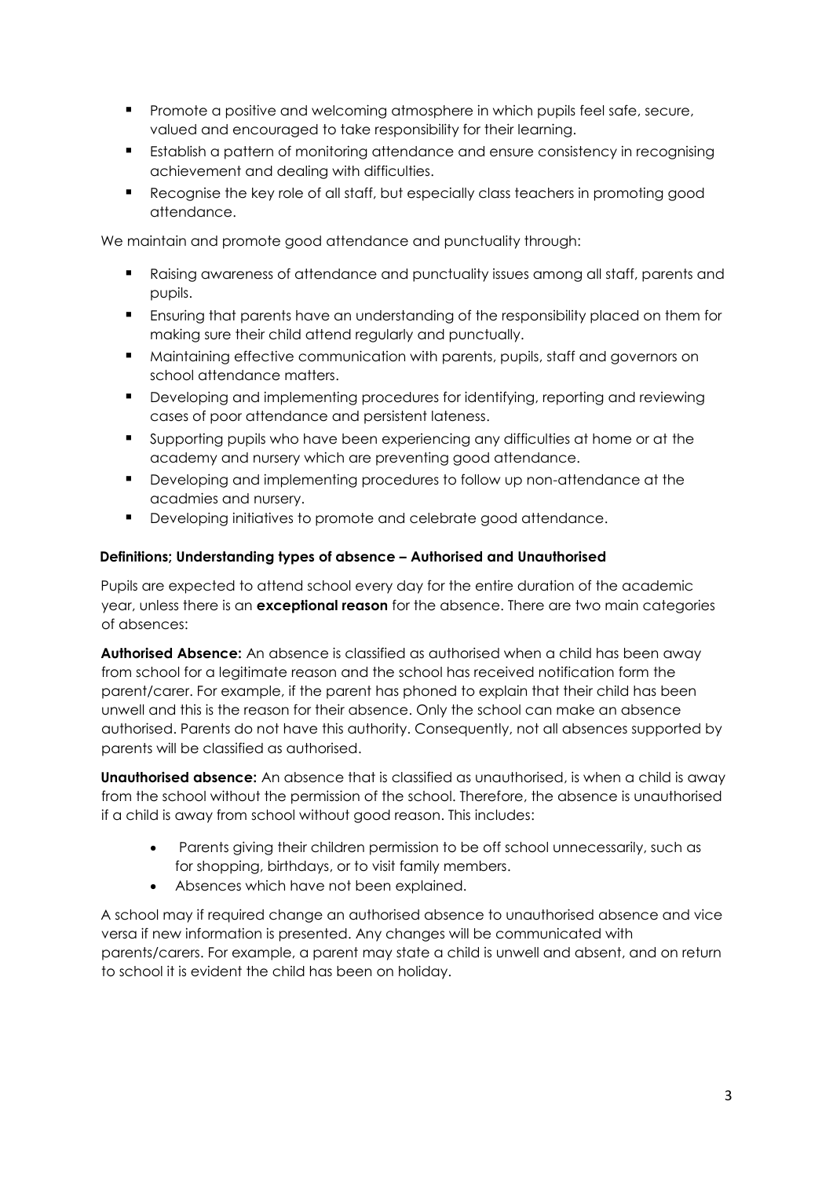- Promote a positive and welcoming atmosphere in which pupils feel safe, secure, valued and encouraged to take responsibility for their learning.
- Establish a pattern of monitoring attendance and ensure consistency in recognising achievement and dealing with difficulties.
- Recognise the key role of all staff, but especially class teachers in promoting good attendance.

We maintain and promote good attendance and punctuality through:

- Raising awareness of attendance and punctuality issues among all staff, parents and pupils.
- Ensuring that parents have an understanding of the responsibility placed on them for making sure their child attend regularly and punctually.
- Maintaining effective communication with parents, pupils, staff and governors on school attendance matters.
- Developing and implementing procedures for identifying, reporting and reviewing cases of poor attendance and persistent lateness.
- Supporting pupils who have been experiencing any difficulties at home or at the academy and nursery which are preventing good attendance.
- Developing and implementing procedures to follow up non-attendance at the acadmies and nursery.
- Developing initiatives to promote and celebrate good attendance.

#### Definitions; Understanding types of absence – Authorised and Unauthorised

Pupils are expected to attend school every day for the entire duration of the academic year, unless there is an **exceptional reason** for the absence. There are two main categories of absences:

**Authorised Absence:** An absence is classified as authorised when a child has been away from school for a legitimate reason and the school has received notification form the parent/carer. For example, if the parent has phoned to explain that their child has been unwell and this is the reason for their absence. Only the school can make an absence authorised. Parents do not have this authority. Consequently, not all absences supported by parents will be classified as authorised.

**Unauthorised absence:** An absence that is classified as unauthorised, is when a child is away from the school without the permission of the school. Therefore, the absence is unauthorised if a child is away from school without good reason. This includes:

- Parents giving their children permission to be off school unnecessarily, such as for shopping, birthdays, or to visit family members.
- Absences which have not been explained.

A school may if required change an authorised absence to unauthorised absence and vice versa if new information is presented. Any changes will be communicated with parents/carers. For example, a parent may state a child is unwell and absent, and on return to school it is evident the child has been on holiday.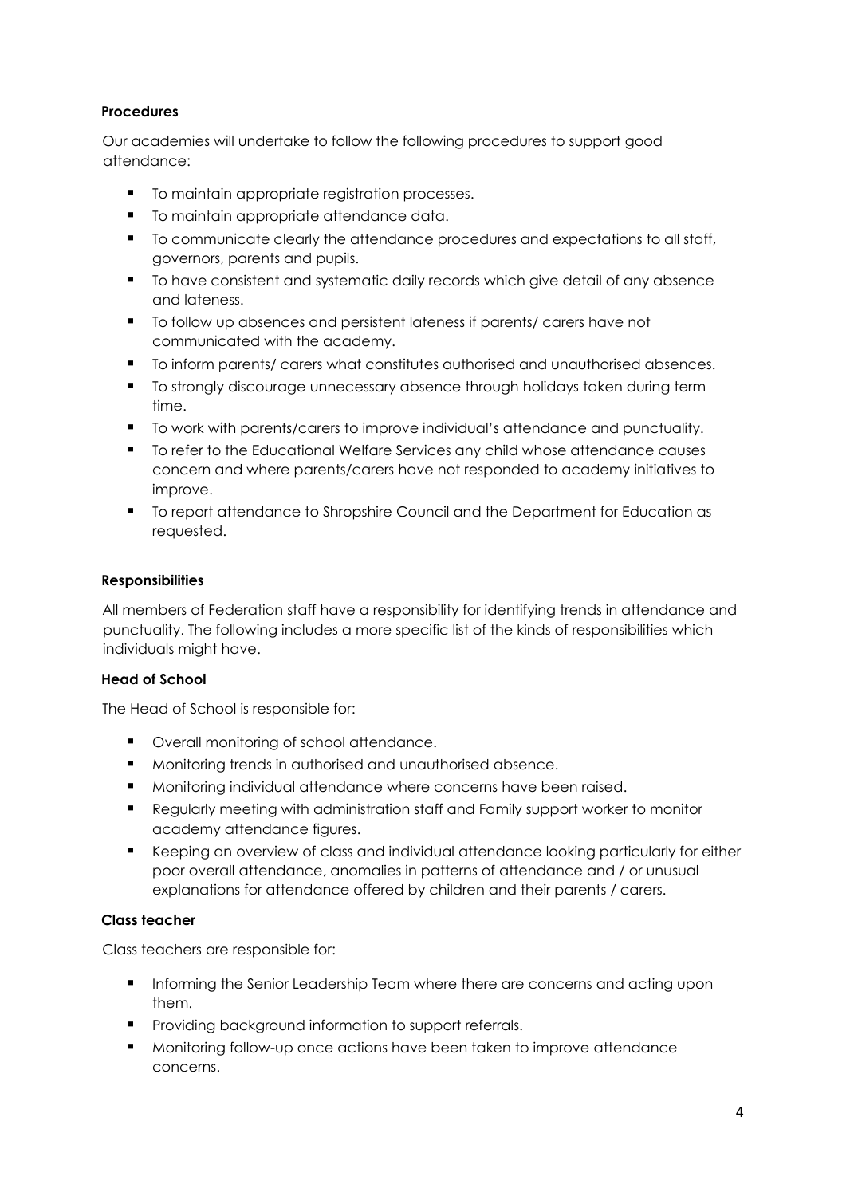**Procedures**

Our academies will undertake to follow the following procedures to support good attendance:

- To maintain appropriate registration processes.
- To maintain appropriate attendance data.
- To communicate clearly the attendance procedures and expectations to all staff, governors, parents and pupils.
- To have consistent and systematic daily records which give detail of any absence and lateness.
- To follow up absences and persistent lateness if parents/ carers have not communicated with the academy.
- To inform parents/ carers what constitutes authorised and unauthorised absences.
- To strongly discourage unnecessary absence through holidays taken during term time.
- To work with parents/carers to improve individual's attendance and punctuality.
- To refer to the Educational Welfare Services any child whose attendance causes concern and where parents/carers have not responded to academy initiatives to improve.
- To report attendance to Shropshire Council and the Department for Education as requested.

**Responsibilities**

All members of Federation staff have a responsibility for identifying trends in attendance and punctuality. The following includes a more specific list of the kinds of responsibilities which individuals might have.

**Head of School**

The Head of School is responsible for:

- Overall monitoring of school attendance.
- Monitoring trends in authorised and unauthorised absence.
- Monitoring individual attendance where concerns have been raised.
- Regularly meeting with administration staff and Family support worker to monitor academy attendance figures.
- Keeping an overview of class and individual attendance looking particularly for either poor overall attendance, anomalies in patterns of attendance and / or unusual explanations for attendance offered by children and their parents / carers.

**Class teacher**

Class teachers are responsible for:

- Informing the Senior Leadership Team where there are concerns and acting upon them.
- Providing background information to support referrals.
- Monitoring follow-up once actions have been taken to improve attendance concerns.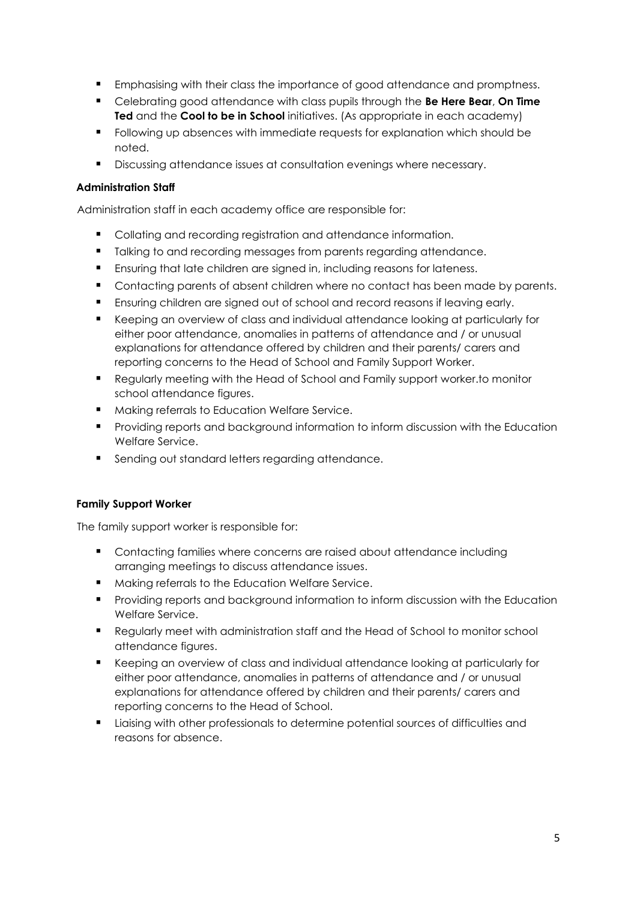- Emphasising with their class the importance of good attendance and promptness.
- Celebrating good attendance with class pupils through the **Be Here Bear**, **On Time Ted** and the **Cool to be in School** initiatives. (As appropriate in each academy)
- Following up absences with immediate requests for explanation which should be noted.
- Discussing attendance issues at consultation evenings where necessary.

**Administration Staff**

Administration staff in each academy office are responsible for:

- Collating and recording registration and attendance information.
- Talking to and recording messages from parents regarding attendance.
- Ensuring that late children are signed in, including reasons for lateness.
- Contacting parents of absent children where no contact has been made by parents.
- Ensuring children are signed out of school and record reasons if leaving early.
- Keeping an overview of class and individual attendance looking at particularly for either poor attendance, anomalies in patterns of attendance and / or unusual explanations for attendance offered by children and their parents/ carers and reporting concerns to the Head of School and Family Support Worker.
- Regularly meeting with the Head of School and Family support worker.to monitor school attendance figures.
- Making referrals to Education Welfare Service.
- Providing reports and background information to inform discussion with the Education Welfare Service.
- Sending out standard letters regarding attendance.

**Family Support Worker**

The family support worker is responsible for:

- Contacting families where concerns are raised about attendance including arranging meetings to discuss attendance issues.
- Making referrals to the Education Welfare Service.
- Providing reports and background information to inform discussion with the Education Welfare Service.
- Regularly meet with administration staff and the Head of School to monitor school attendance figures.
- Keeping an overview of class and individual attendance looking at particularly for either poor attendance, anomalies in patterns of attendance and / or unusual explanations for attendance offered by children and their parents/ carers and reporting concerns to the Head of School.
- Liaising with other professionals to determine potential sources of difficulties and reasons for absence.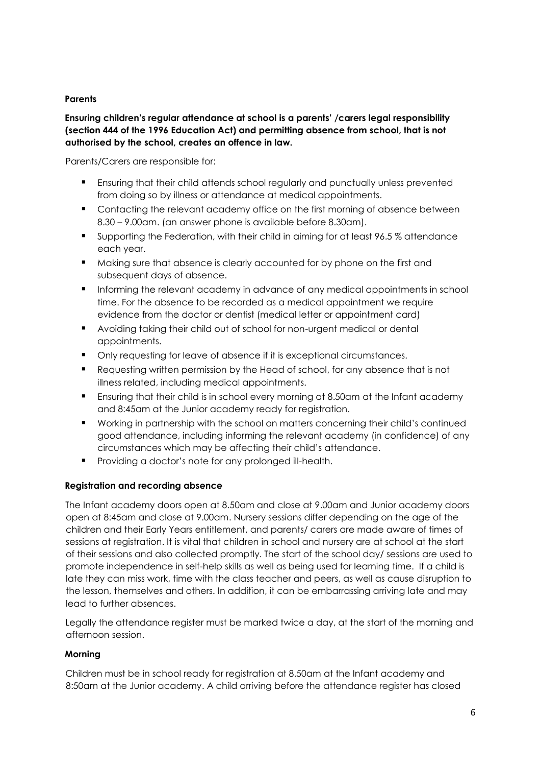**Parents**

**Ensuring children's regular attendance at school is a parents' /carers legal responsibility (section 444 of the 1996 Education Act) and permitting absence from school, that is not authorised by the school, creates an offence in law.**

Parents/Carers are responsible for:

- Ensuring that their child attends school regularly and punctually unless prevented from doing so by illness or attendance at medical appointments.
- Contacting the relevant academy office on the first morning of absence between 8.30 – 9.00am. (an answer phone is available before 8.30am).
- Supporting the Federation, with their child in aiming for at least 96.5 % attendance each year.
- Making sure that absence is clearly accounted for by phone on the first and subsequent days of absence.
- Informing the relevant academy in advance of any medical appointments in school time. For the absence to be recorded as a medical appointment we require evidence from the doctor or dentist (medical letter or appointment card)
- Avoiding taking their child out of school for non-urgent medical or dental appointments.
- Only requesting for leave of absence if it is exceptional circumstances.
- Requesting written permission by the Head of school, for any absence that is not illness related, including medical appointments.
- Ensuring that their child is in school every morning at 8.50am at the Infant academy and 8:45am at the Junior academy ready for registration.
- Working in partnership with the school on matters concerning their child's continued good attendance, including informing the relevant academy (in confidence) of any circumstances which may be affecting their child's attendance.
- Providing a doctor's note for any prolonged ill-health.

**Registration and recording absence**

The Infant academy doors open at 8.50am and close at 9.00am and Junior academy doors open at 8:45am and close at 9.00am. Nursery sessions differ depending on the age of the children and their Early Years entitlement, and parents/ carers are made aware of times of sessions at registration. It is vital that children in school and nursery are at school at the start of their sessions and also collected promptly. The start of the school day/ sessions are used to promote independence in self-help skills as well as being used for learning time. If a child is late they can miss work, time with the class teacher and peers, as well as cause disruption to the lesson, themselves and others. In addition, it can be embarrassing arriving late and may lead to further absences.

Legally the attendance register must be marked twice a day, at the start of the morning and afternoon session.

**Morning**

Children must be in school ready for registration at 8.50am at the Infant academy and 8:50am at the Junior academy. A child arriving before the attendance register has closed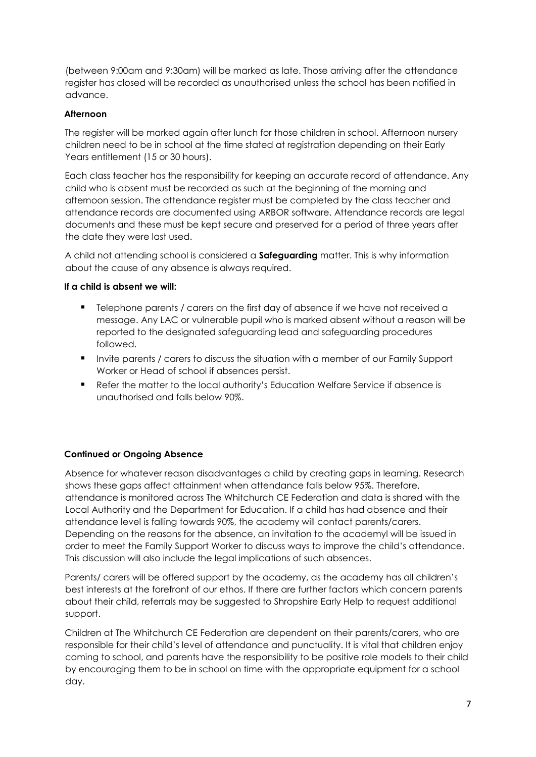(between 9:00am and 9:30am) will be marked as late. Those arriving after the attendance register has closed will be recorded as unauthorised unless the school has been notified in advance.

**Afternoon**

The register will be marked again after lunch for those children in school. Afternoon nursery children need to be in school at the time stated at registration depending on their Early Years entitlement (15 or 30 hours).

Each class teacher has the responsibility for keeping an accurate record of attendance. Any child who is absent must be recorded as such at the beginning of the morning and afternoon session. The attendance register must be completed by the class teacher and attendance records are documented using ARBOR software. Attendance records are legal documents and these must be kept secure and preserved for a period of three years after the date they were last used.

A child not attending school is considered a **Safeguarding** matter. This is why information about the cause of any absence is always required.

**If a child is absent we will:**

- Telephone parents / carers on the first day of absence if we have not received a message. Any LAC or vulnerable pupil who is marked absent without a reason will be reported to the designated safeguarding lead and safeguarding procedures followed.
- Invite parents / carers to discuss the situation with a member of our Family Support Worker or Head of school if absences persist.
- Refer the matter to the local authority's Education Welfare Service if absence is unauthorised and falls below 90%.

**Continued or Ongoing Absence**

Absence for whatever reason disadvantages a child by creating gaps in learning. Research shows these gaps affect attainment when attendance falls below 95%. Therefore, attendance is monitored across The Whitchurch CE Federation and data is shared with the Local Authority and the Department for Education. If a child has had absence and their attendance level is falling towards 90%, the academy will contact parents/carers. Depending on the reasons for the absence, an invitation to the academyl will be issued in order to meet the Family Support Worker to discuss ways to improve the child's attendance. This discussion will also include the legal implications of such absences.

Parents/ carers will be offered support by the academy, as the academy has all children's best interests at the forefront of our ethos. If there are further factors which concern parents about their child, referrals may be suggested to Shropshire Early Help to request additional support.

Children at The Whitchurch CE Federation are dependent on their parents/carers, who are responsible for their child's level of attendance and punctuality. It is vital that children enjoy coming to school, and parents have the responsibility to be positive role models to their child by encouraging them to be in school on time with the appropriate equipment for a school day.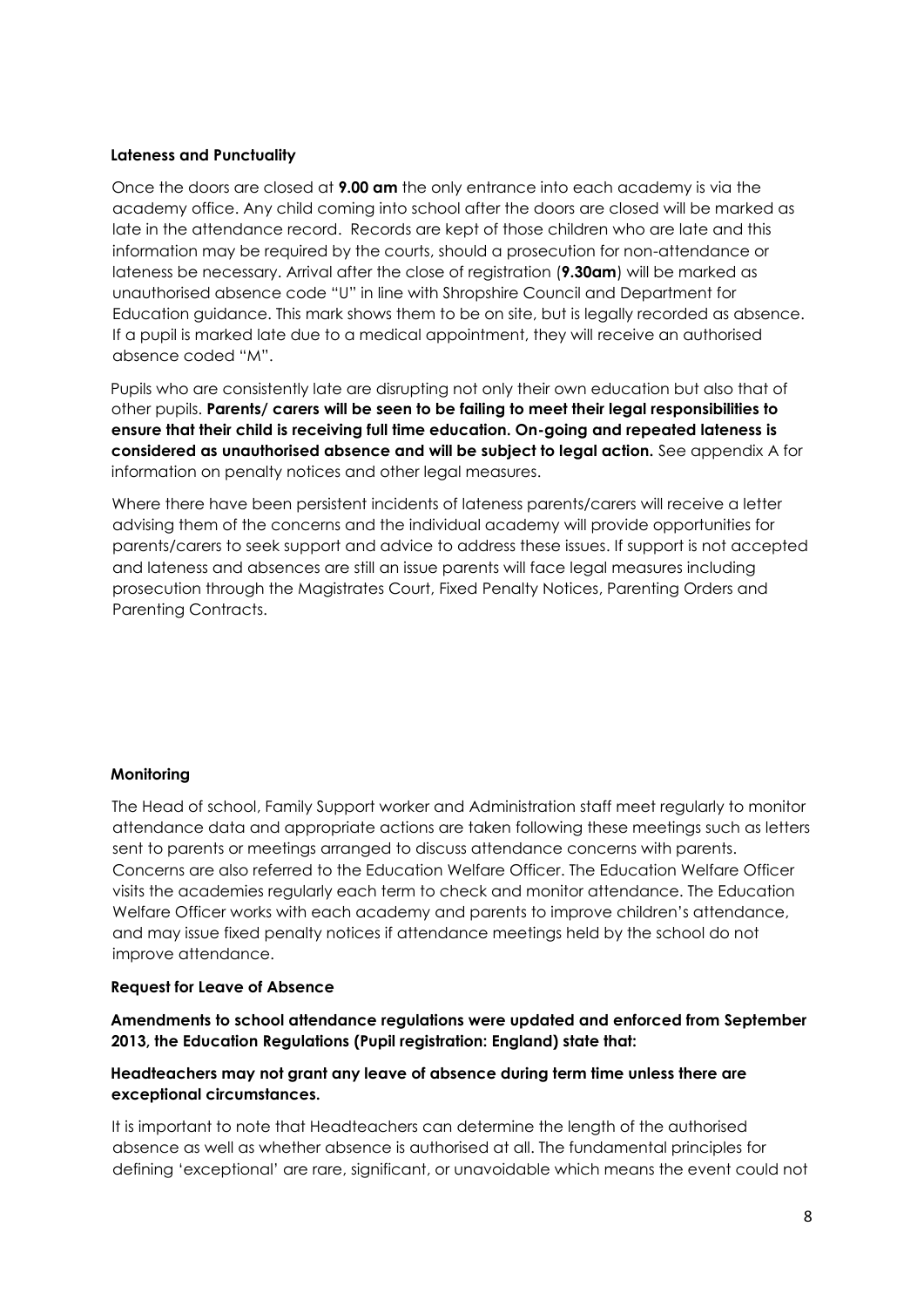## Lateness and Punctuality

Once the doors are closed at **9.00 am** the only entrance into each academy is via the academy office. Any child coming into school after the doors are closed will be marked as late in the attendance record. Records are kept of those children who are late and this information may be required by the courts, should a prosecution for non-attendance or lateness be necessary. Arrival after the close of registration (**9.30am**) will be marked as unauthorised absence code "U" in line with Shropshire Council and Department for Education guidance. This mark shows them to be on site, but is legally recorded as absence. If a pupil is marked late due to a medical appointment, they will receive an authorised absence coded "M".

Pupils who are consistently late are disrupting not only their own education but also that of other pupils. **Parents/ carers will be seen to be failing to meet their legal responsibilities to ensure that their child is receiving full time education. On-going and repeated lateness is considered as unauthorised absence and will be subject to legal action.** See appendix A for information on penalty notices and other legal measures.

Where there have been persistent incidents of lateness parents/carers will receive a letter advising them of the concerns and the individual academy will provide opportunities for parents/carers to seek support and advice to address these issues. If support is not accepted and lateness and absences are still an issue parents will face legal measures including prosecution through the Magistrates Court, Fixed Penalty Notices, Parenting Orders and Parenting Contracts.

## Monitoring

The Head of school, Family Support worker and Administration staff meet regularly to monitor attendance data and appropriate actions are taken following these meetings such as letters sent to parents or meetings arranged to discuss attendance concerns with parents. Concerns are also referred to the Education Welfare Officer. The Education Welfare Officer visits the academies regularly each term to check and monitor attendance. The Education Welfare Officer works with each academy and parents to improve children's attendance, and may issue fixed penalty notices if attendance meetings held by the school do not improve attendance.

## Request for Leave of Absence

**Amendments to school attendance regulations were updated and enforced from September 2013, the Education Regulations (Pupil registration: England) state that:**

**Headteachers may not grant any leave of absence during term time unless there are exceptional circumstances.**

It is important to note that Headteachers can determine the length of the authorised absence as well as whether absence is authorised at all. The fundamental principles for defining 'exceptional' are rare, significant, or unavoidable which means the event could not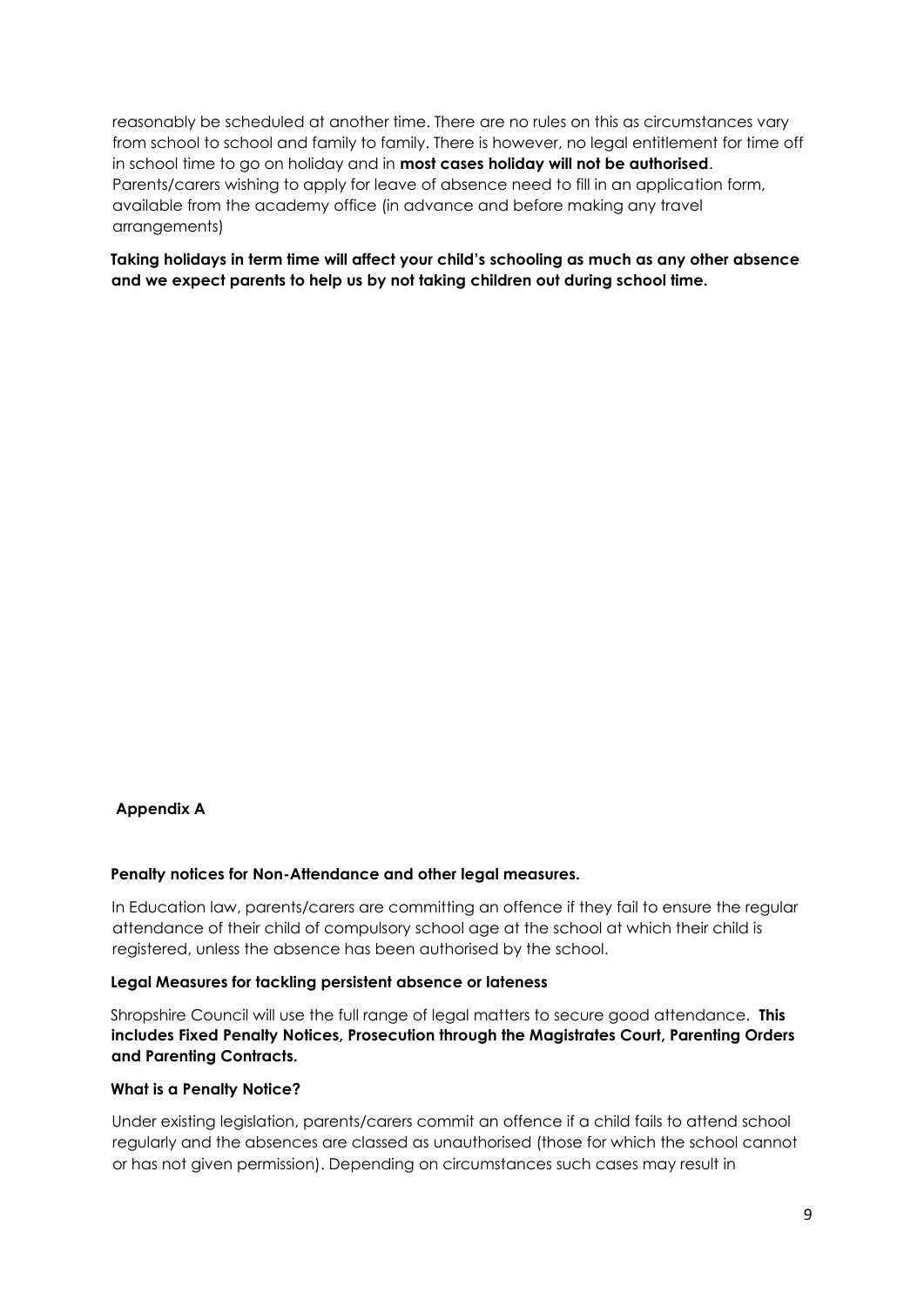reasonably be scheduled at another time. There are no rules on this as circumstances vary from school to school and family to family. There is however, no legal entitlement for time off in school time to go on holiday and in **most cases holiday will not be authorised**. Parents/carers wishing to apply for leave of absence need to fill in an application form, available from the academy office (in advance and before making any travel arrangements)

**Taking holidays in term time will affect your child's schooling as much as any other absence and we expect parents to help us by not taking children out during school time.**

## Appendix A

### Penalty notices for Non-Attendance and other legal measures.

In Education law, parents/carers are committing an offence if they fail to ensure the regular attendance of their child of compulsory school age at the school at which their child is registered, unless the absence has been authorised by the school.

### Legal Measures for tackling persistent absence or lateness

Shropshire Council will use the full range of legal matters to secure good attendance. **This includes Fixed Penalty Notices, Prosecution through the Magistrates Court, Parenting Orders and Parenting Contracts.**

### What is a Penalty Notice?

Under existing legislation, parents/carers commit an offence if a child fails to attend school regularly and the absences are classed as unauthorised (those for which the school cannot or has not given permission). Depending on circumstances such cases may result in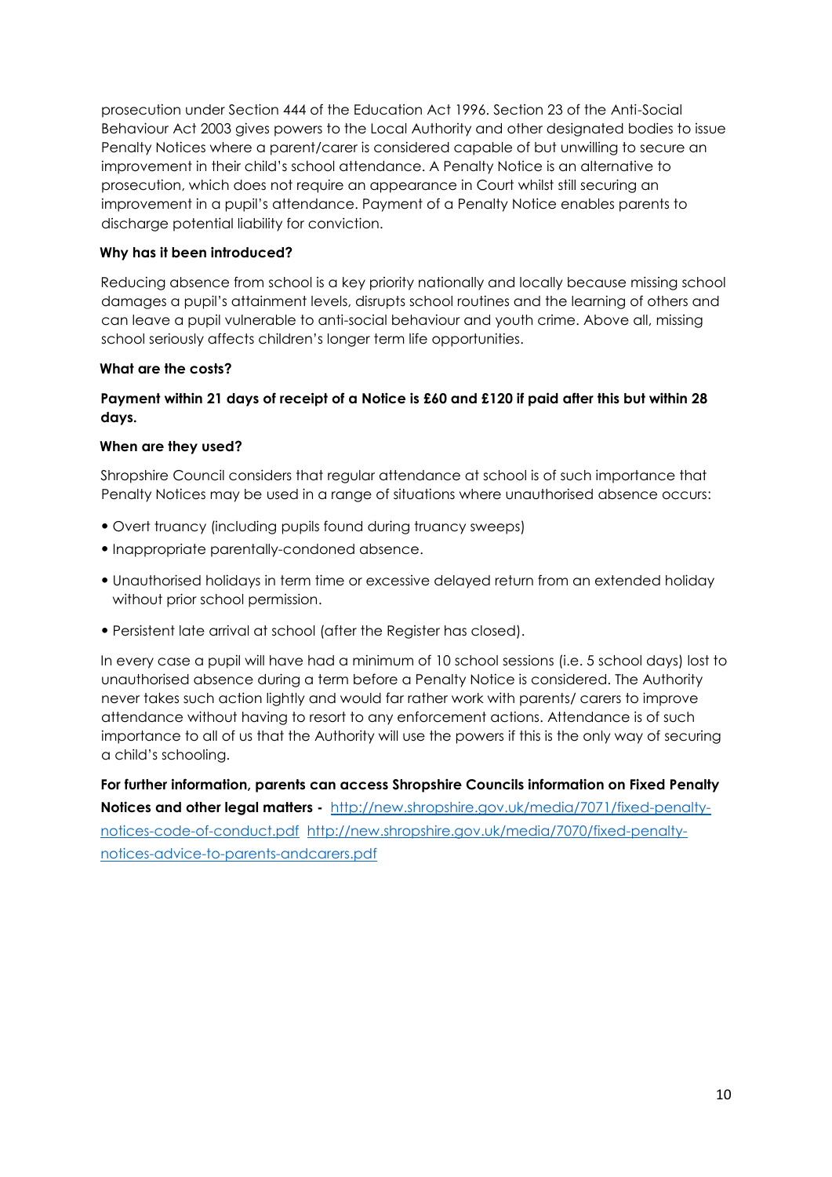prosecution under Section 444 of the Education Act 1996. Section 23 of the Anti-Social Behaviour Act 2003 gives powers to the Local Authority and other designated bodies to issue Penalty Notices where a parent/carer is considered capable of but unwilling to secure an improvement in their child's school attendance. A Penalty Notice is an alternative to prosecution, which does not require an appearance in Court whilst still securing an improvement in a pupil's attendance. Payment of a Penalty Notice enables parents to discharge potential liability for conviction.

**Why has it been introduced?**

Reducing absence from school is a key priority nationally and locally because missing school damages a pupil's attainment levels, disrupts school routines and the learning of others and can leave a pupil vulnerable to anti-social behaviour and youth crime. Above all, missing school seriously affects children's longer term life opportunities.

**What are the costs?**

**Payment within 21 days of receipt of a Notice is £60 and £120 if paid after this but within 28 days.**

**When are they used?**

Shropshire Council considers that regular attendance at school is of such importance that Penalty Notices may be used in a range of situations where unauthorised absence occurs:

- Overt truancy (including pupils found during truancy sweeps)
- Inappropriate parentally-condoned absence.
- Unauthorised holidays in term time or excessive delayed return from an extended holiday without prior school permission.
- Persistent late arrival at school (after the Register has closed).

In every case a pupil will have had a minimum of 10 school sessions (i.e. 5 school days) lost to unauthorised absence during a term before a Penalty Notice is considered. The Authority never takes such action lightly and would far rather work with parents/ carers to improve attendance without having to resort to any enforcement actions. Attendance is of such importance to all of us that the Authority will use the powers if this is the only way of securing a child's schooling.

**For further information, parents can access Shropshire Councils information on Fixed Penalty Notices and other legal matters -** http://new.shropshire.gov.uk/media/7071/fixed-penalty-notices-code-of-conduct.pdf http://new.shropshire.gov.uk/media/7070/fixed-penalty-notices-advice-to-parents-andcarers.pdf